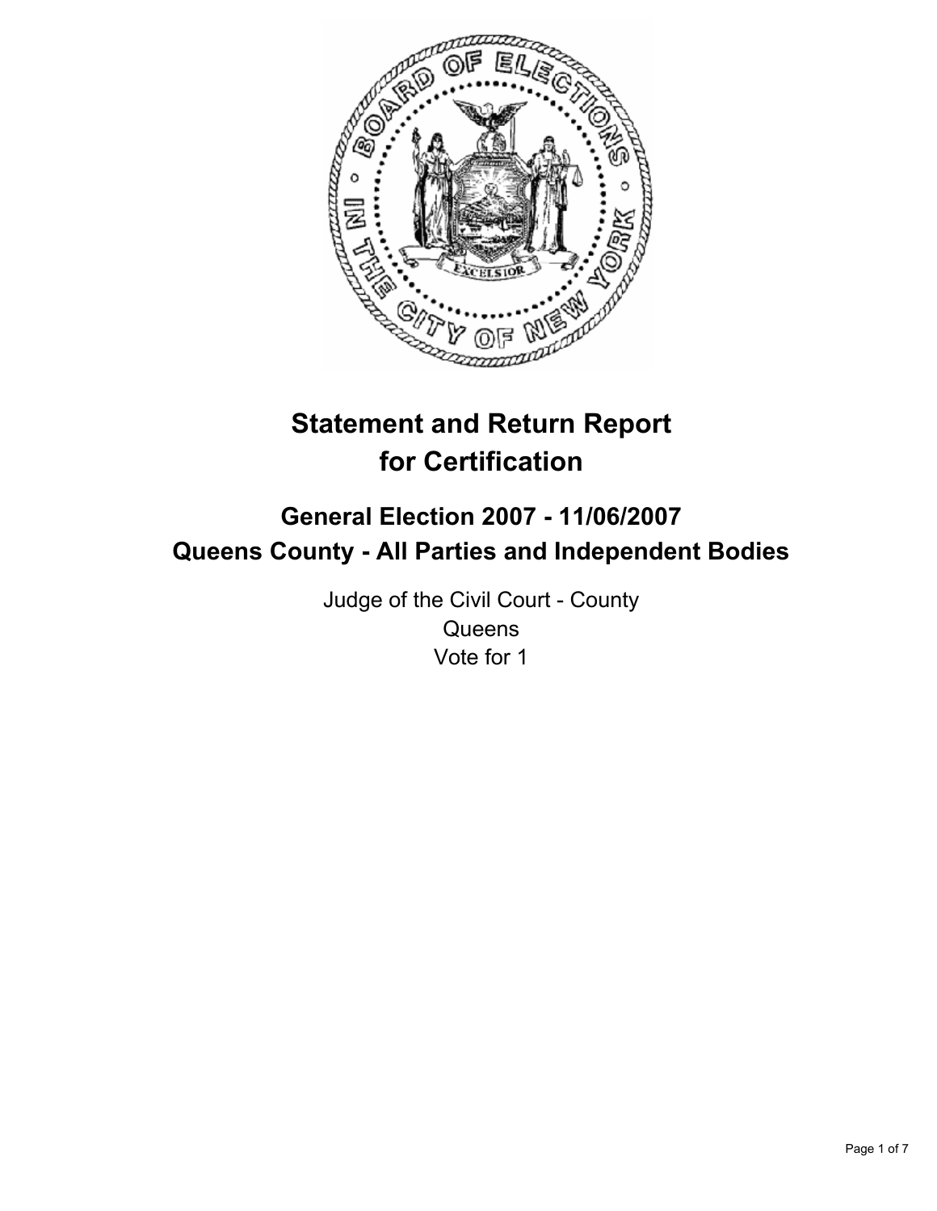# Statement and Return Report for Certification

## General Election 2007 - 11/06/2007
## Queens County - All Parties and Independent Bodies

Judge of the Civil Court - County
Queens
Vote for 1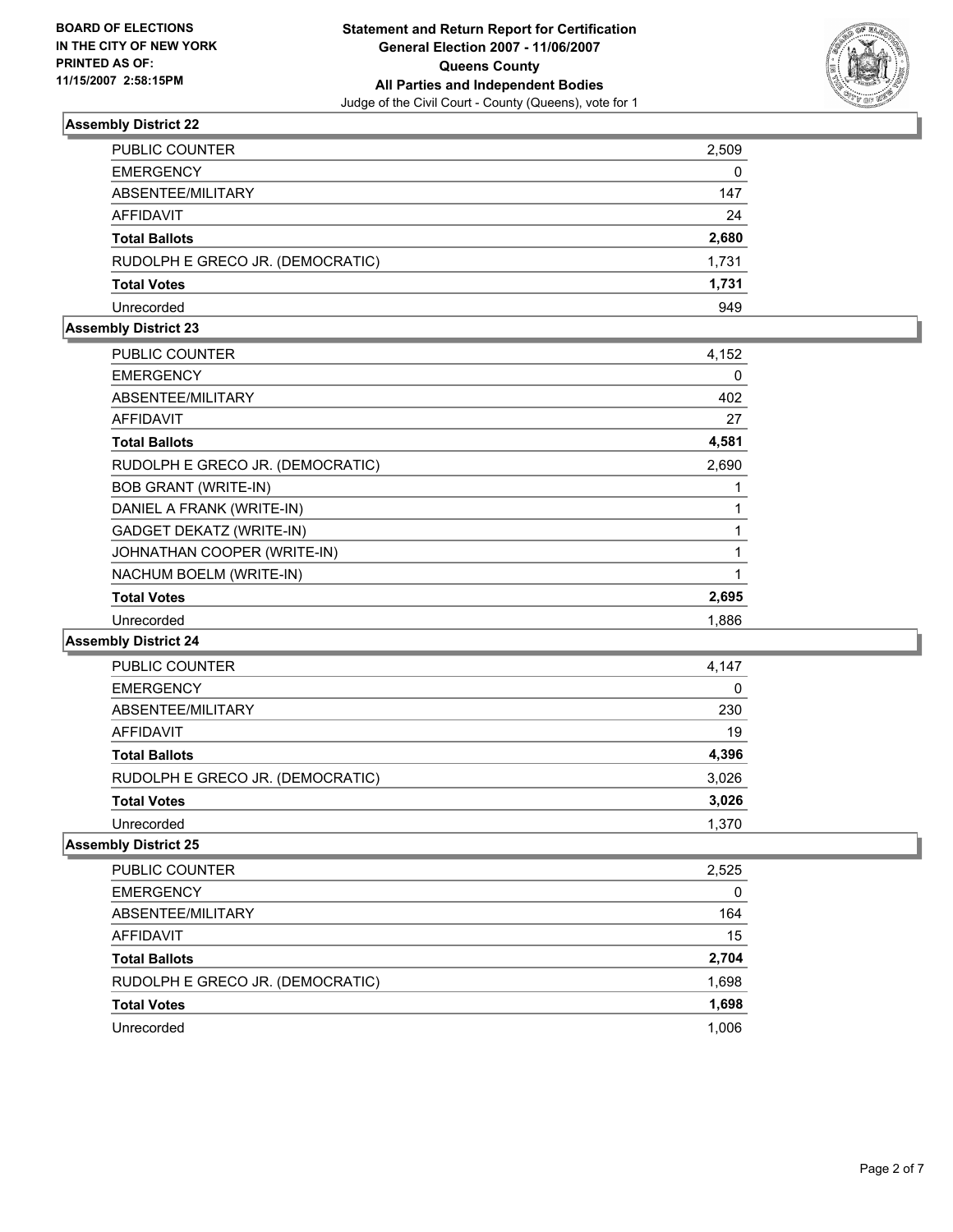**BOARD OF ELECTIONS IN THE CITY OF NEW YORK PRINTED AS OF: 11/15/2007 2:58:15PM**

**Statement and Return Report for Certification General Election 2007 - 11/06/2007 Queens County All Parties and Independent Bodies**

Judge of the Civil Court - County (Queens), vote for 1

### Assembly District 22

| | |
|---|---|
| PUBLIC COUNTER | 2,509 |
| EMERGENCY | 0 |
| ABSENTEE/MILITARY | 147 |
| AFFIDAVIT | 24 |
| **Total Ballots** | **2,680** |
| RUDOLPH E GRECO JR. (DEMOCRATIC) | 1,731 |
| **Total Votes** | **1,731** |
| Unrecorded | 949 |

### Assembly District 23

| | |
|---|---|
| PUBLIC COUNTER | 4,152 |
| EMERGENCY | 0 |
| ABSENTEE/MILITARY | 402 |
| AFFIDAVIT | 27 |
| **Total Ballots** | **4,581** |
| RUDOLPH E GRECO JR. (DEMOCRATIC) | 2,690 |
| BOB GRANT (WRITE-IN) | 1 |
| DANIEL A FRANK (WRITE-IN) | 1 |
| GADGET DEKATZ (WRITE-IN) | 1 |
| JOHNATHAN COOPER (WRITE-IN) | 1 |
| NACHUM BOELM (WRITE-IN) | 1 |
| **Total Votes** | **2,695** |
| Unrecorded | 1,886 |

### Assembly District 24

| | |
|---|---|
| PUBLIC COUNTER | 4,147 |
| EMERGENCY | 0 |
| ABSENTEE/MILITARY | 230 |
| AFFIDAVIT | 19 |
| **Total Ballots** | **4,396** |
| RUDOLPH E GRECO JR. (DEMOCRATIC) | 3,026 |
| **Total Votes** | **3,026** |
| Unrecorded | 1,370 |

### Assembly District 25

| | |
|---|---|
| PUBLIC COUNTER | 2,525 |
| EMERGENCY | 0 |
| ABSENTEE/MILITARY | 164 |
| AFFIDAVIT | 15 |
| **Total Ballots** | **2,704** |
| RUDOLPH E GRECO JR. (DEMOCRATIC) | 1,698 |
| **Total Votes** | **1,698** |
| Unrecorded | 1,006 |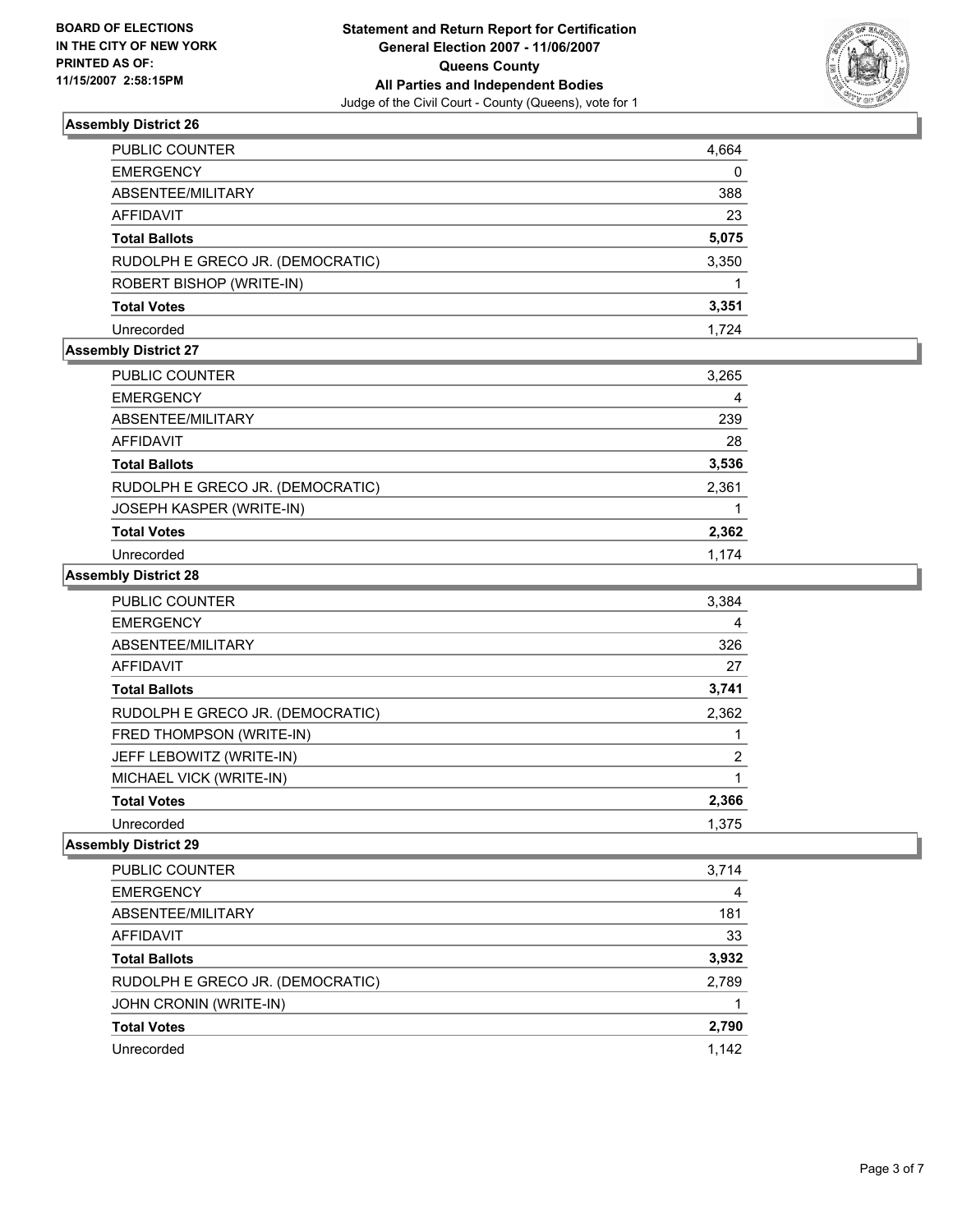**BOARD OF ELECTIONS IN THE CITY OF NEW YORK PRINTED AS OF: 11/15/2007 2:58:15PM**

# Statement and Return Report for Certification
## General Election 2007 - 11/06/2007
## Queens County
## All Parties and Independent Bodies
Judge of the Civil Court - County (Queens), vote for 1

### Assembly District 26

| | |
|---|---|
| PUBLIC COUNTER | 4,664 |
| EMERGENCY | 0 |
| ABSENTEE/MILITARY | 388 |
| AFFIDAVIT | 23 |
| **Total Ballots** | **5,075** |
| RUDOLPH E GRECO JR. (DEMOCRATIC) | 3,350 |
| ROBERT BISHOP (WRITE-IN) | 1 |
| **Total Votes** | **3,351** |
| Unrecorded | 1,724 |

### Assembly District 27

| | |
|---|---|
| PUBLIC COUNTER | 3,265 |
| EMERGENCY | 4 |
| ABSENTEE/MILITARY | 239 |
| AFFIDAVIT | 28 |
| **Total Ballots** | **3,536** |
| RUDOLPH E GRECO JR. (DEMOCRATIC) | 2,361 |
| JOSEPH KASPER (WRITE-IN) | 1 |
| **Total Votes** | **2,362** |
| Unrecorded | 1,174 |

### Assembly District 28

| | |
|---|---|
| PUBLIC COUNTER | 3,384 |
| EMERGENCY | 4 |
| ABSENTEE/MILITARY | 326 |
| AFFIDAVIT | 27 |
| **Total Ballots** | **3,741** |
| RUDOLPH E GRECO JR. (DEMOCRATIC) | 2,362 |
| FRED THOMPSON (WRITE-IN) | 1 |
| JEFF LEBOWITZ (WRITE-IN) | 2 |
| MICHAEL VICK (WRITE-IN) | 1 |
| **Total Votes** | **2,366** |
| Unrecorded | 1,375 |

### Assembly District 29

| | |
|---|---|
| PUBLIC COUNTER | 3,714 |
| EMERGENCY | 4 |
| ABSENTEE/MILITARY | 181 |
| AFFIDAVIT | 33 |
| **Total Ballots** | **3,932** |
| RUDOLPH E GRECO JR. (DEMOCRATIC) | 2,789 |
| JOHN CRONIN (WRITE-IN) | 1 |
| **Total Votes** | **2,790** |
| Unrecorded | 1,142 |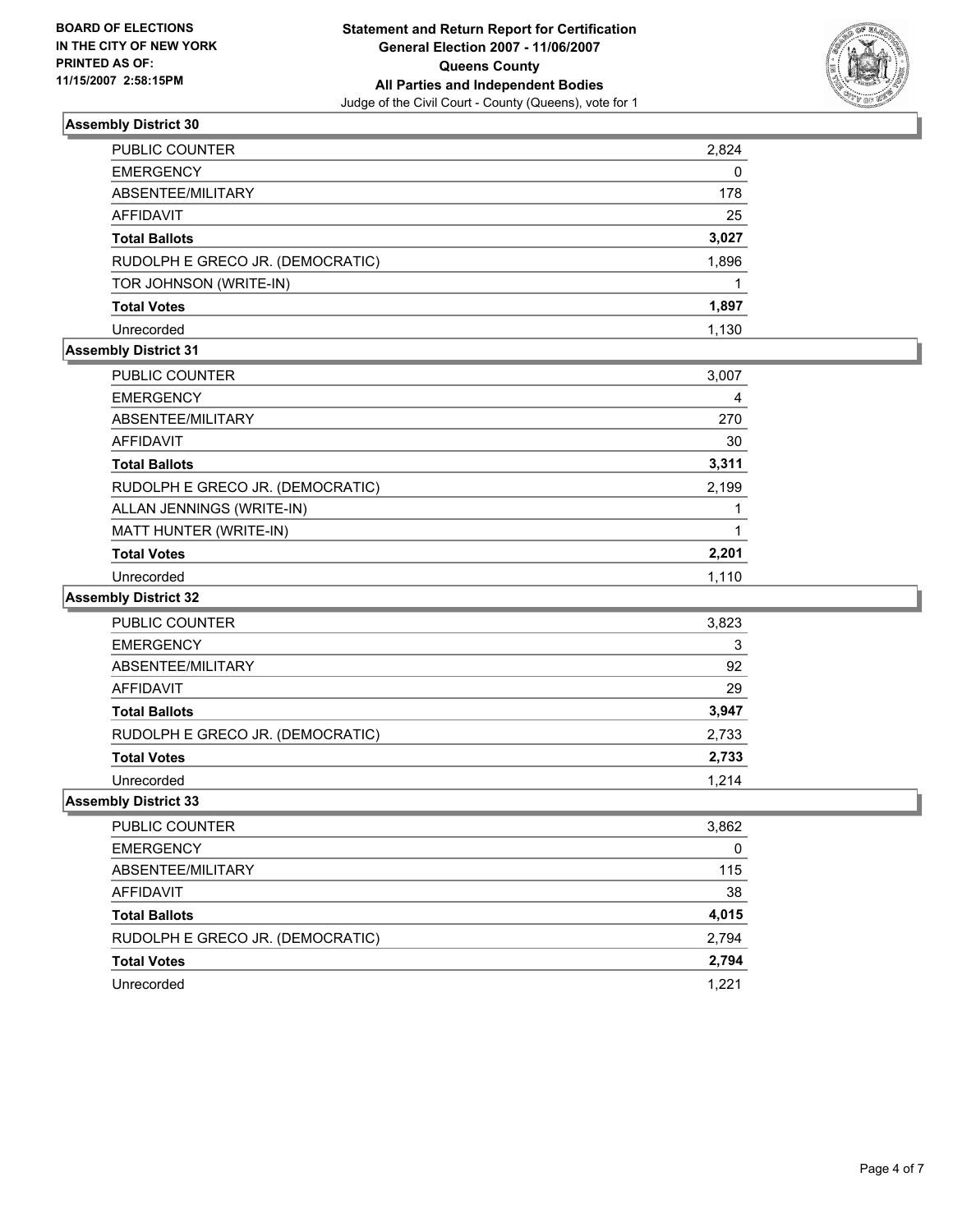**BOARD OF ELECTIONS IN THE CITY OF NEW YORK PRINTED AS OF: 11/15/2007 2:58:15PM**

**Statement and Return Report for Certification General Election 2007 - 11/06/2007 Queens County All Parties and Independent Bodies**

Judge of the Civil Court - County (Queens), vote for 1

### Assembly District 30

| | |
|---|---|
| PUBLIC COUNTER | 2,824 |
| EMERGENCY | 0 |
| ABSENTEE/MILITARY | 178 |
| AFFIDAVIT | 25 |
| **Total Ballots** | **3,027** |
| RUDOLPH E GRECO JR. (DEMOCRATIC) | 1,896 |
| TOR JOHNSON (WRITE-IN) | 1 |
| **Total Votes** | **1,897** |
| Unrecorded | 1,130 |

### Assembly District 31

| | |
|---|---|
| PUBLIC COUNTER | 3,007 |
| EMERGENCY | 4 |
| ABSENTEE/MILITARY | 270 |
| AFFIDAVIT | 30 |
| **Total Ballots** | **3,311** |
| RUDOLPH E GRECO JR. (DEMOCRATIC) | 2,199 |
| ALLAN JENNINGS (WRITE-IN) | 1 |
| MATT HUNTER (WRITE-IN) | 1 |
| **Total Votes** | **2,201** |
| Unrecorded | 1,110 |

### Assembly District 32

| | |
|---|---|
| PUBLIC COUNTER | 3,823 |
| EMERGENCY | 3 |
| ABSENTEE/MILITARY | 92 |
| AFFIDAVIT | 29 |
| **Total Ballots** | **3,947** |
| RUDOLPH E GRECO JR. (DEMOCRATIC) | 2,733 |
| **Total Votes** | **2,733** |
| Unrecorded | 1,214 |

### Assembly District 33

| | |
|---|---|
| PUBLIC COUNTER | 3,862 |
| EMERGENCY | 0 |
| ABSENTEE/MILITARY | 115 |
| AFFIDAVIT | 38 |
| **Total Ballots** | **4,015** |
| RUDOLPH E GRECO JR. (DEMOCRATIC) | 2,794 |
| **Total Votes** | **2,794** |
| Unrecorded | 1,221 |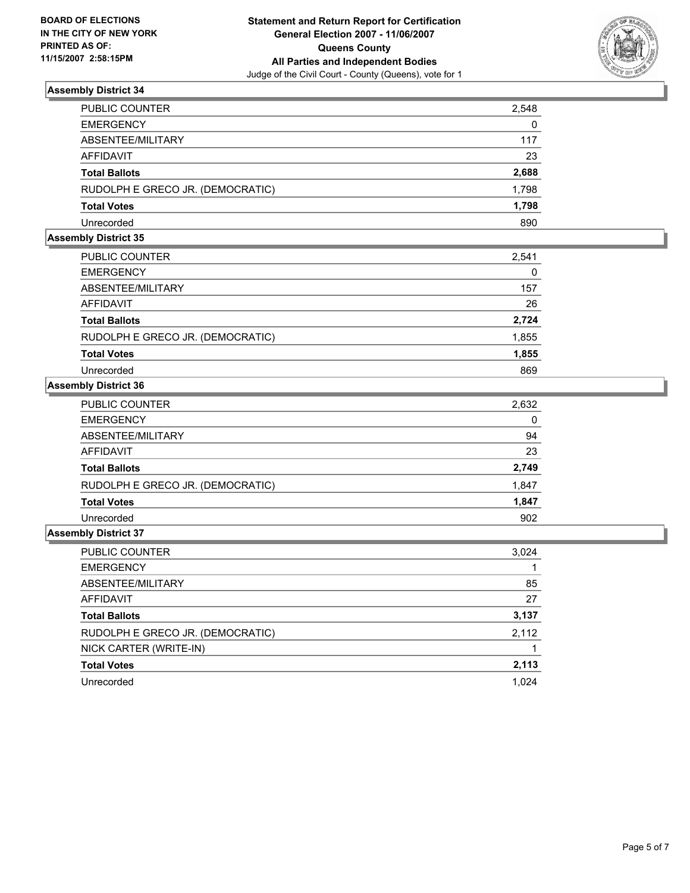**BOARD OF ELECTIONS IN THE CITY OF NEW YORK PRINTED AS OF: 11/15/2007 2:58:15PM**

# Statement and Return Report for Certification
## General Election 2007 - 11/06/2007
## Queens County
## All Parties and Independent Bodies
Judge of the Civil Court - County (Queens), vote for 1

### Assembly District 34

| | |
|---|---|
| PUBLIC COUNTER | 2,548 |
| EMERGENCY | 0 |
| ABSENTEE/MILITARY | 117 |
| AFFIDAVIT | 23 |
| **Total Ballots** | **2,688** |
| RUDOLPH E GRECO JR. (DEMOCRATIC) | 1,798 |
| **Total Votes** | **1,798** |
| Unrecorded | 890 |

### Assembly District 35

| | |
|---|---|
| PUBLIC COUNTER | 2,541 |
| EMERGENCY | 0 |
| ABSENTEE/MILITARY | 157 |
| AFFIDAVIT | 26 |
| **Total Ballots** | **2,724** |
| RUDOLPH E GRECO JR. (DEMOCRATIC) | 1,855 |
| **Total Votes** | **1,855** |
| Unrecorded | 869 |

### Assembly District 36

| | |
|---|---|
| PUBLIC COUNTER | 2,632 |
| EMERGENCY | 0 |
| ABSENTEE/MILITARY | 94 |
| AFFIDAVIT | 23 |
| **Total Ballots** | **2,749** |
| RUDOLPH E GRECO JR. (DEMOCRATIC) | 1,847 |
| **Total Votes** | **1,847** |
| Unrecorded | 902 |

### Assembly District 37

| | |
|---|---|
| PUBLIC COUNTER | 3,024 |
| EMERGENCY | 1 |
| ABSENTEE/MILITARY | 85 |
| AFFIDAVIT | 27 |
| **Total Ballots** | **3,137** |
| RUDOLPH E GRECO JR. (DEMOCRATIC) | 2,112 |
| NICK CARTER (WRITE-IN) | 1 |
| **Total Votes** | **2,113** |
| Unrecorded | 1,024 |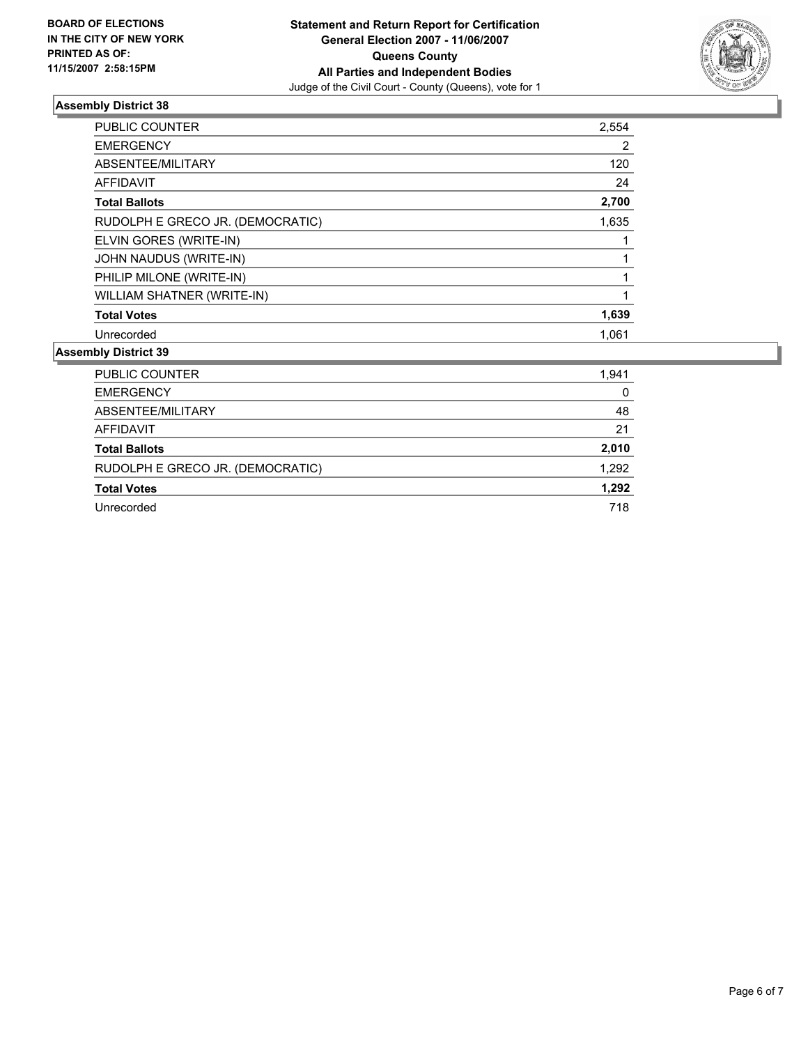BOARD OF ELECTIONS
IN THE CITY OF NEW YORK
PRINTED AS OF:
11/15/2007 2:58:15PM

**Statement and Return Report for Certification**
**General Election 2007 - 11/06/2007**
**Queens County**
**All Parties and Independent Bodies**
Judge of the Civil Court - County (Queens), vote for 1

### Assembly District 38

| | |
|---|---:|
| PUBLIC COUNTER | 2,554 |
| EMERGENCY | 2 |
| ABSENTEE/MILITARY | 120 |
| AFFIDAVIT | 24 |
| **Total Ballots** | **2,700** |
| RUDOLPH E GRECO JR. (DEMOCRATIC) | 1,635 |
| ELVIN GORES (WRITE-IN) | 1 |
| JOHN NAUDUS (WRITE-IN) | 1 |
| PHILIP MILONE (WRITE-IN) | 1 |
| WILLIAM SHATNER (WRITE-IN) | 1 |
| **Total Votes** | **1,639** |
| Unrecorded | 1,061 |

### Assembly District 39

| | |
|---|---:|
| PUBLIC COUNTER | 1,941 |
| EMERGENCY | 0 |
| ABSENTEE/MILITARY | 48 |
| AFFIDAVIT | 21 |
| **Total Ballots** | **2,010** |
| RUDOLPH E GRECO JR. (DEMOCRATIC) | 1,292 |
| **Total Votes** | **1,292** |
| Unrecorded | 718 |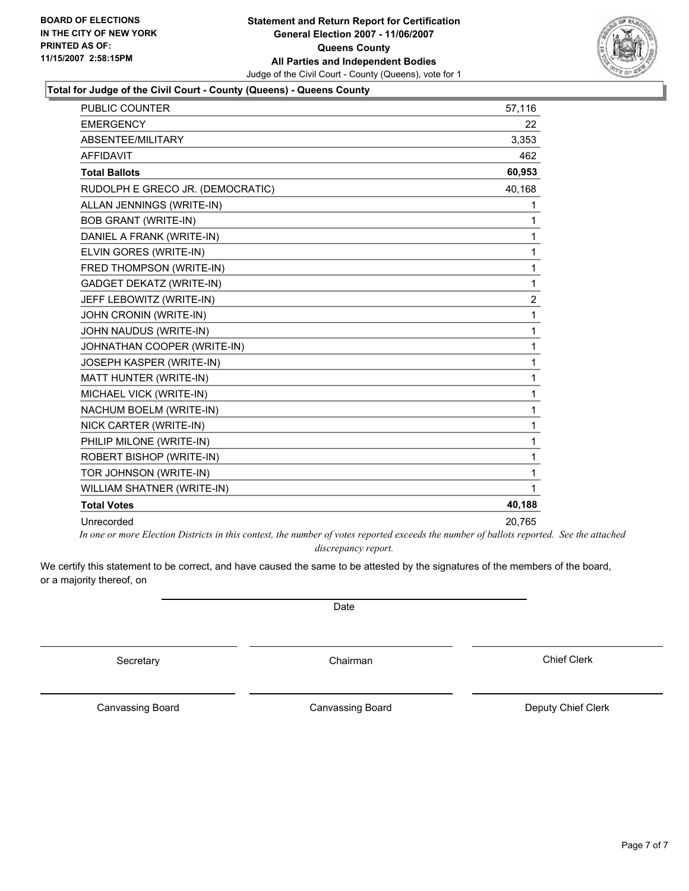**BOARD OF ELECTIONS**
**IN THE CITY OF NEW YORK**
**PRINTED AS OF:**
**11/15/2007 2:58:15PM**

# Statement and Return Report for Certification
## General Election 2007 - 11/06/2007
## Queens County
## All Parties and Independent Bodies

Judge of the Civil Court - County (Queens), vote for 1

### Total for Judge of the Civil Court - County (Queens) - Queens County

| | |
|---|---|
| PUBLIC COUNTER | 57,116 |
| EMERGENCY | 22 |
| ABSENTEE/MILITARY | 3,353 |
| AFFIDAVIT | 462 |
| **Total Ballots** | **60,953** |
| RUDOLPH E GRECO JR. (DEMOCRATIC) | 40,168 |
| ALLAN JENNINGS (WRITE-IN) | 1 |
| BOB GRANT (WRITE-IN) | 1 |
| DANIEL A FRANK (WRITE-IN) | 1 |
| ELVIN GORES (WRITE-IN) | 1 |
| FRED THOMPSON (WRITE-IN) | 1 |
| GADGET DEKATZ (WRITE-IN) | 1 |
| JEFF LEBOWITZ (WRITE-IN) | 2 |
| JOHN CRONIN (WRITE-IN) | 1 |
| JOHN NAUDUS (WRITE-IN) | 1 |
| JOHNATHAN COOPER (WRITE-IN) | 1 |
| JOSEPH KASPER (WRITE-IN) | 1 |
| MATT HUNTER (WRITE-IN) | 1 |
| MICHAEL VICK (WRITE-IN) | 1 |
| NACHUM BOELM (WRITE-IN) | 1 |
| NICK CARTER (WRITE-IN) | 1 |
| PHILIP MILONE (WRITE-IN) | 1 |
| ROBERT BISHOP (WRITE-IN) | 1 |
| TOR JOHNSON (WRITE-IN) | 1 |
| WILLIAM SHATNER (WRITE-IN) | 1 |
| **Total Votes** | **40,188** |
| Unrecorded | 20,765 |

*In one or more Election Districts in this contest, the number of votes reported exceeds the number of ballots reported. See the attached discrepancy report.*

We certify this statement to be correct, and have caused the same to be attested by the signatures of the members of the board, or a majority thereof, on

Date

Secretary | Chairman | Chief Clerk

Canvassing Board | Canvassing Board | Deputy Chief Clerk